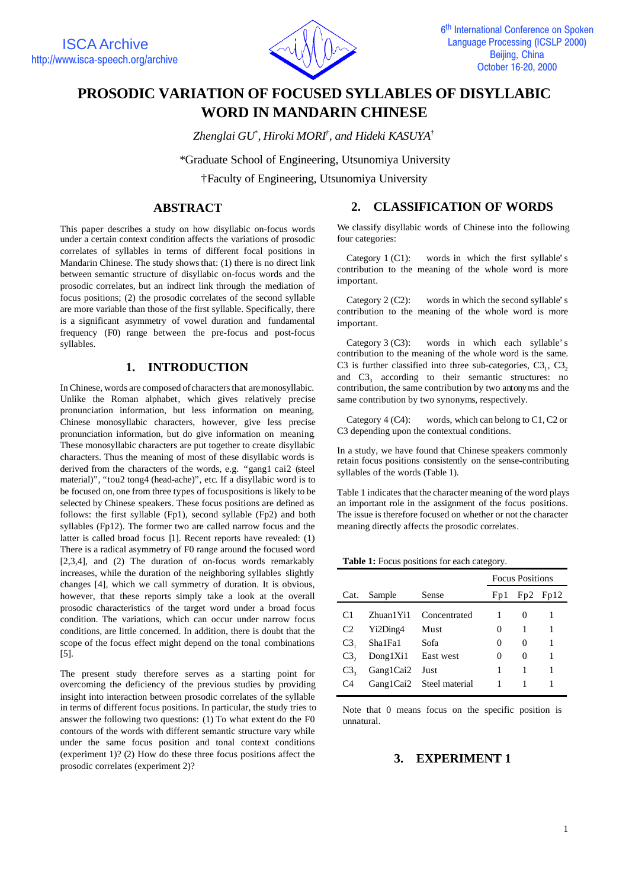# PROSODIC VARIATION OF FOCUSED SYLLABLES OF DISYLLABIC WORD IN MANDARIN CHINESE

*Zhenglai GU*, Hiroki MORI†, and Hideki KASUYA†*

*Graduate School of Engineering, Utsunomiya University

†Faculty of Engineering, Utsunomiya University

## ABSTRACT

This paper describes a study on how disyllabic on-focus words under a certain context condition affects the variations of prosodic correlates of syllables in terms of different focal positions in Mandarin Chinese. The study shows that: (1) there is no direct link between semantic structure of disyllabic on-focus words and the prosodic correlates, but an indirect link through the mediation of focus positions; (2) the prosodic correlates of the second syllable are more variable than those of the first syllable. Specifically, there is a significant asymmetry of vowel duration and fundamental frequency (F0) range between the pre-focus and post-focus syllables.

## 1. INTRODUCTION

In Chinese, words are composed of characters that are monosyllabic. Unlike the Roman alphabet, which gives relatively precise pronunciation information, but less information on meaning, Chinese monosyllabic characters, however, give less precise pronunciation information, but do give information on meaning. These monosyllabic characters are put together to create disyllabic characters. Thus the meaning of most of these disyllabic words is derived from the characters of the words, e.g. "gang1 cai2 (steel material)", "tou2 tong4 (head-ache)", etc. If a disyllabic word is to be focused on, one from three types of focus positions is likely to be selected by Chinese speakers. These focus positions are defined as follows: the first syllable (Fp1), second syllable (Fp2) and both syllables (Fp12). The former two are called narrow focus and the latter is called broad focus [1]. Recent reports have revealed: (1) There is a radical asymmetry of F0 range around the focused word [2,3,4], and (2) The duration of on-focus words remarkably increases, while the duration of the neighboring syllables slightly changes [4], which we call symmetry of duration. It is obvious, however, that these reports simply take a look at the overall prosodic characteristics of the target word under a broad focus condition. The variations, which can occur under narrow focus conditions, are little concerned. In addition, there is doubt that the scope of the focus effect might depend on the tonal combinations [5].

The present study therefore serves as a starting point for overcoming the deficiency of the previous studies by providing insight into interaction between prosodic correlates of the syllable in terms of different focus positions. In particular, the study tries to answer the following two questions: (1) To what extent do the F0 contours of the words with different semantic structure vary while under the same focus position and tonal context conditions (experiment 1)? (2) How do these three focus positions affect the prosodic correlates (experiment 2)?

## 2. CLASSIFICATION OF WORDS

We classify disyllabic words of Chinese into the following four categories:

Category 1 (C1): words in which the first syllable's contribution to the meaning of the whole word is more important.

Category 2 (C2): words in which the second syllable's contribution to the meaning of the whole word is more important.

Category 3 (C3): words in which each syllable's contribution to the meaning of the whole word is the same. C3 is further classified into three sub-categories, $C3_1$, $C3_2$ and $C3_3$ according to their semantic structures: no contribution, the same contribution by two antonyms and the same contribution by two synonyms, respectively.

Category 4 (C4): words, which can belong to C1, C2 or C3 depending upon the contextual conditions.

In a study, we have found that Chinese speakers commonly retain focus positions consistently on the sense-contributing syllables of the words (Table 1).

Table 1 indicates that the character meaning of the word plays an important role in the assignment of the focus positions. The issue is therefore focused on whether or not the character meaning directly affects the prosodic correlates.

**Table 1:** Focus positions for each category.

| Cat. | Sample | Sense | Focus Positions Fp1 | Fp2 | Fp12 |
|---|---|---|---|---|---|
| C1 | Zhuan1Yi1 | Concentrated | 1 | 0 | 1 |
| C2 | Yi2Ding4 | Must | 0 | 1 | 1 |
| $C3_1$ | Sha1Fa1 | Sofa | 0 | 0 | 1 |
| $C3_2$ | Dong1Xi1 | East west | 0 | 0 | 1 |
| $C3_3$ | Gang1Cai2 | Just | 1 | 1 | 1 |
| C4 | Gang1Cai2 | Steel material | 1 | 1 | 1 |

Note that 0 means focus on the specific position is unnatural.

## 3. EXPERIMENT 1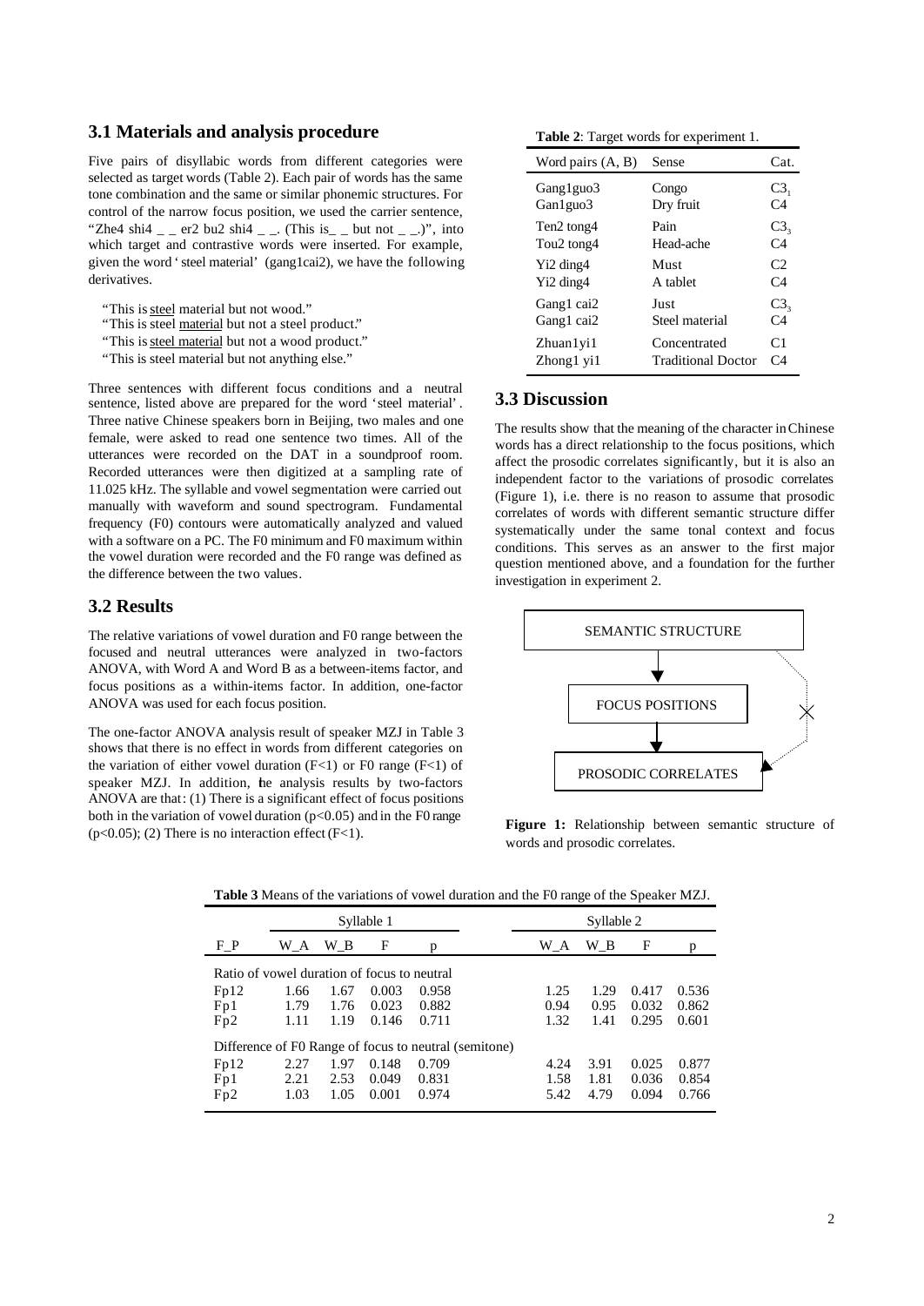### 3.1 Materials and analysis procedure

Five pairs of disyllabic words from different categories were selected as target words (Table 2). Each pair of words has the same tone combination and the same or similar phonemic structures. For control of the narrow focus position, we used the carrier sentence, "Zhe4 shi4 _ _ er2 bu2 shi4 _ _. (This is_ _ but not _ _.)", into which target and contrastive words were inserted. For example, given the word ' steel material' (gang1cai2), we have the following derivatives.

"This is steel material but not wood."
"This is steel material but not a steel product."
"This is steel material but not a wood product."
"This is steel material but not anything else."

Three sentences with different focus conditions and a neutral sentence, listed above are prepared for the word 'steel material'. Three native Chinese speakers born in Beijing, two males and one female, were asked to read one sentence two times. All of the utterances were recorded on the DAT in a soundproof room. Recorded utterances were then digitized at a sampling rate of 11.025 kHz. The syllable and vowel segmentation were carried out manually with waveform and sound spectrogram. Fundamental frequency (F0) contours were automatically analyzed and valued with a software on a PC. The F0 minimum and F0 maximum within the vowel duration were recorded and the F0 range was defined as the difference between the two values.

### 3.2 Results

The relative variations of vowel duration and F0 range between the focused and neutral utterances were analyzed in two-factors ANOVA, with Word A and Word B as a between-items factor, and focus positions as a within-items factor. In addition, one-factor ANOVA was used for each focus position.

The one-factor ANOVA analysis result of speaker MZJ in Table 3 shows that there is no effect in words from different categories on the variation of either vowel duration ($F<1$) or F0 range ($F<1$) of speaker MZJ. In addition, the analysis results by two-factors ANOVA are that: (1) There is a significant effect of focus positions both in the variation of vowel duration ($p<0.05$) and in the F0 range ($p<0.05$); (2) There is no interaction effect ($F<1$).

**Table 2**: Target words for experiment 1.

| Word pairs (A, B) | Sense | Cat. |
|---|---|---|
| Gang1guo3 | Congo | $C3_1$ |
| Gan1guo3 | Dry fruit | C4 |
| Ten2 tong4 | Pain | $C3_3$ |
| Tou2 tong4 | Head-ache | C4 |
| Yi2 ding4 | Must | C2 |
| Yi2 ding4 | A tablet | C4 |
| Gang1 cai2 | Just | $C3_3$ |
| Gang1 cai2 | Steel material | C4 |
| Zhuan1yi1 | Concentrated | C1 |
| Zhong1 yi1 | Traditional Doctor | C4 |

### 3.3 Discussion

The results show that the meaning of the character in Chinese words has a direct relationship to the focus positions, which affect the prosodic correlates significantly, but it is also an independent factor to the variations of prosodic correlates (Figure 1), i.e. there is no reason to assume that prosodic correlates of words with different semantic structure differ systematically under the same tonal context and focus conditions. This serves as an answer to the first major question mentioned above, and a foundation for the further investigation in experiment 2.

SEMANTIC STRUCTURE → FOCUS POSITIONS → PROSODIC CORRELATES

**Figure 1:** Relationship between semantic structure of words and prosodic correlates.

**Table 3** Means of the variations of vowel duration and the F0 range of the Speaker MZJ.

| | Syllable 1 | | | | Syllable 2 | | | |
|---|---|---|---|---|---|---|---|---|
| F_P | W_A | W_B | F | p | W_A | W_B | F | p |
| Ratio of vowel duration of focus to neutral | | | | | | | | |
| Fp12 | 1.66 | 1.67 | 0.003 | 0.958 | 1.25 | 1.29 | 0.417 | 0.536 |
| Fp1 | 1.79 | 1.76 | 0.023 | 0.882 | 0.94 | 0.95 | 0.032 | 0.862 |
| Fp2 | 1.11 | 1.19 | 0.146 | 0.711 | 1.32 | 1.41 | 0.295 | 0.601 |
| Difference of F0 Range of focus to neutral (semitone) | | | | | | | | |
| Fp12 | 2.27 | 1.97 | 0.148 | 0.709 | 4.24 | 3.91 | 0.025 | 0.877 |
| Fp1 | 2.21 | 2.53 | 0.049 | 0.831 | 1.58 | 1.81 | 0.036 | 0.854 |
| Fp2 | 1.03 | 1.05 | 0.001 | 0.974 | 5.42 | 4.79 | 0.094 | 0.766 |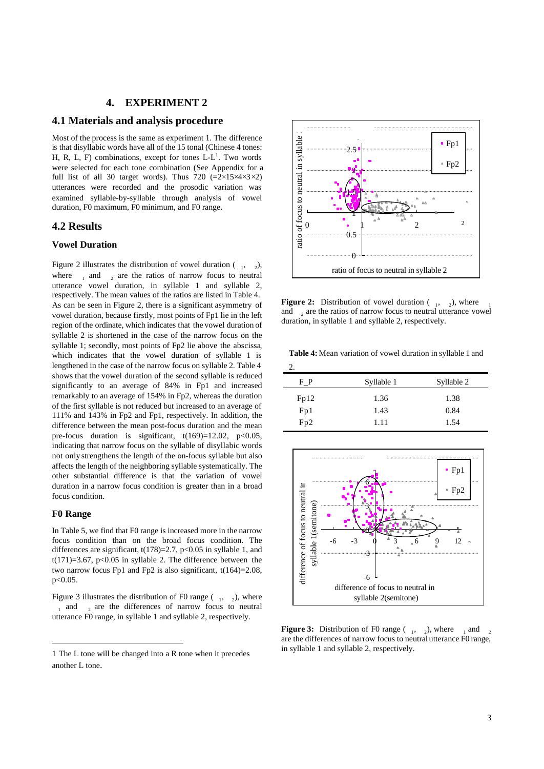# 4. EXPERIMENT 2

## 4.1 Materials and analysis procedure

Most of the process is the same as experiment 1. The difference is that disyllabic words have all of the 15 tonal (Chinese 4 tones: H, R, L, F) combinations, except for tones L-L[1]. Two words were selected for each tone combination (See Appendix for a full list of all 30 target words). Thus 720 (=2×15×4×3×2) utterances were recorded and the prosodic variation was examined syllable-by-syllable through analysis of vowel duration, F0 maximum, F0 minimum, and F0 range.

## 4.2 Results

### Vowel Duration

Figure 2 illustrates the distribution of vowel duration ( $_1$, $_2$), where $_1$ and $_2$ are the ratios of narrow focus to neutral utterance vowel duration, in syllable 1 and syllable 2, respectively. The mean values of the ratios are listed in Table 4. As can be seen in Figure 2, there is a significant asymmetry of vowel duration, because firstly, most points of Fp1 lie in the left region of the ordinate, which indicates that the vowel duration of syllable 2 is shortened in the case of the narrow focus on the syllable 1; secondly, most points of Fp2 lie above the abscissa, which indicates that the vowel duration of syllable 1 is lengthened in the case of the narrow focus on syllable 2. Table 4 shows that the vowel duration of the second syllable is reduced significantly to an average of 84% in Fp1 and increased remarkably to an average of 154% in Fp2, whereas the duration of the first syllable is not reduced but increased to an average of 111% and 143% in Fp2 and Fp1, respectively. In addition, the difference between the mean post-focus duration and the mean pre-focus duration is significant, $t(169)=12.02$, $p<0.05$, indicating that narrow focus on the syllable of disyllabic words not only strengthens the length of the on-focus syllable but also affects the length of the neighboring syllable systematically. The other substantial difference is that the variation of vowel duration in a narrow focus condition is greater than in a broad focus condition.

### F0 Range

In Table 5, we find that F0 range is increased more in the narrow focus condition than on the broad focus condition. The differences are significant, $t(178)=2.7$, $p<0.05$ in syllable 1, and $t(171)=3.67$, $p<0.05$ in syllable 2. The difference between the two narrow focus Fp1 and Fp2 is also significant, $t(164)=2.08$, $p<0.05$.

Figure 3 illustrates the distribution of F0 range ( $_1$, $_2$), where $_1$ and $_2$ are the differences of narrow focus to neutral utterance F0 range, in syllable 1 and syllable 2, respectively.

1 The L tone will be changed into a R tone when it precedes another L tone.

**Figure 2:** Distribution of vowel duration ( $_1$, $_2$), where $_1$ and $_2$ are the ratios of narrow focus to neutral utterance vowel duration, in syllable 1 and syllable 2, respectively.

**Table 4:** Mean variation of vowel duration in syllable 1 and 2.

| F_P | Syllable 1 | Syllable 2 |
|---|---|---|
| Fp12 | 1.36 | 1.38 |
| Fp1 | 1.43 | 0.84 |
| Fp2 | 1.11 | 1.54 |

**Figure 3:** Distribution of F0 range ( $_1$, $_2$), where $_1$ and $_2$ are the differences of narrow focus to neutral utterance F0 range, in syllable 1 and syllable 2, respectively.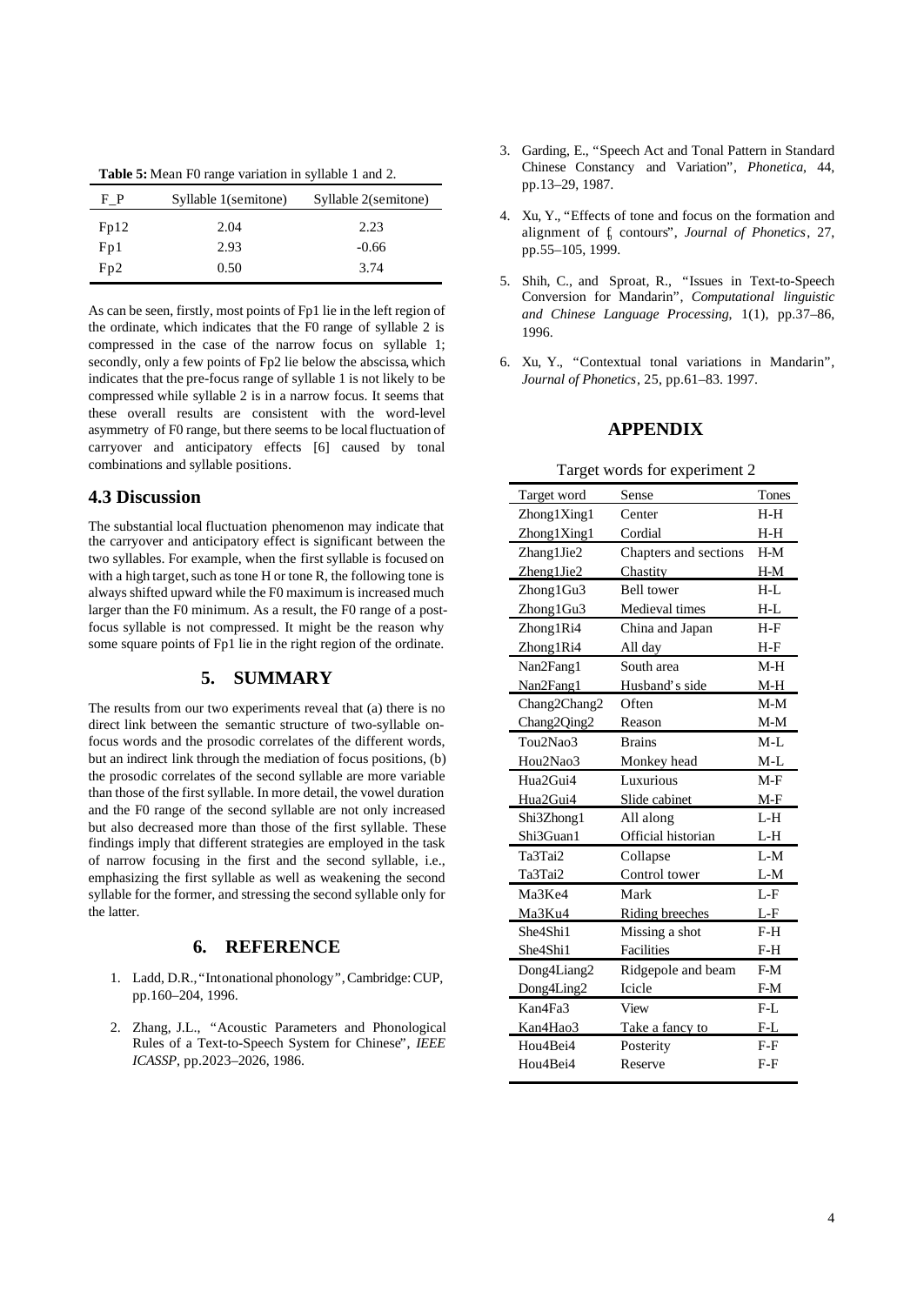**Table 5:** Mean F0 range variation in syllable 1 and 2.

| F_P | Syllable 1(semitone) | Syllable 2(semitone) |
|---|---|---|
| Fp12 | 2.04 | 2.23 |
| Fp1 | 2.93 | -0.66 |
| Fp2 | 0.50 | 3.74 |

As can be seen, firstly, most points of Fp1 lie in the left region of the ordinate, which indicates that the F0 range of syllable 2 is compressed in the case of the narrow focus on syllable 1; secondly, only a few points of Fp2 lie below the abscissa, which indicates that the pre-focus range of syllable 1 is not likely to be compressed while syllable 2 is in a narrow focus. It seems that these overall results are consistent with the word-level asymmetry of F0 range, but there seems to be local fluctuation of carryover and anticipatory effects [6] caused by tonal combinations and syllable positions.

### 4.3 Discussion

The substantial local fluctuation phenomenon may indicate that the carryover and anticipatory effect is significant between the two syllables. For example, when the first syllable is focused on with a high target, such as tone H or tone R, the following tone is always shifted upward while the F0 maximum is increased much larger than the F0 minimum. As a result, the F0 range of a post-focus syllable is not compressed. It might be the reason why some square points of Fp1 lie in the right region of the ordinate.

## 5. SUMMARY

The results from our two experiments reveal that (a) there is no direct link between the semantic structure of two-syllable on-focus words and the prosodic correlates of the different words, but an indirect link through the mediation of focus positions, (b) the prosodic correlates of the second syllable are more variable than those of the first syllable. In more detail, the vowel duration and the F0 range of the second syllable are not only increased but also decreased more than those of the first syllable. These findings imply that different strategies are employed in the task of narrow focusing in the first and the second syllable, i.e., emphasizing the first syllable as well as weakening the second syllable for the former, and stressing the second syllable only for the latter.

## 6. REFERENCE

1. Ladd, D.R., "Intonational phonology", Cambridge: CUP, pp.160–204, 1996.
2. Zhang, J.L., "Acoustic Parameters and Phonological Rules of a Text-to-Speech System for Chinese", *IEEE ICASSP*, pp.2023–2026, 1986.
3. Garding, E., "Speech Act and Tonal Pattern in Standard Chinese Constancy and Variation", *Phonetica*, 44, pp.13–29, 1987.
4. Xu, Y., "Effects of tone and focus on the formation and alignment of $f_0$ contours", *Journal of Phonetics*, 27, pp.55–105, 1999.
5. Shih, C., and Sproat, R., "Issues in Text-to-Speech Conversion for Mandarin", *Computational linguistic and Chinese Language Processing*, 1(1), pp.37–86, 1996.
6. Xu, Y., "Contextual tonal variations in Mandarin", *Journal of Phonetics*, 25, pp.61–83. 1997.

## APPENDIX

Target words for experiment 2

| Target word | Sense | Tones |
|---|---|---|
| Zhong1Xing1 | Center | H-H |
| Zhong1Xing1 | Cordial | H-H |
| Zhang1Jie2 | Chapters and sections | H-M |
| Zheng1Jie2 | Chastity | H-M |
| Zhong1Gu3 | Bell tower | H-L |
| Zhong1Gu3 | Medieval times | H-L |
| Zhong1Ri4 | China and Japan | H-F |
| Zhong1Ri4 | All day | H-F |
| Nan2Fang1 | South area | M-H |
| Nan2Fang1 | Husband's side | M-H |
| Chang2Chang2 | Often | M-M |
| Chang2Qing2 | Reason | M-M |
| Tou2Nao3 | Brains | M-L |
| Hou2Nao3 | Monkey head | M-L |
| Hua2Gui4 | Luxurious | M-F |
| Hua2Gui4 | Slide cabinet | M-F |
| Shi3Zhong1 | All along | L-H |
| Shi3Guan1 | Official historian | L-H |
| Ta3Tai2 | Collapse | L-M |
| Ta3Tai2 | Control tower | L-M |
| Ma3Ke4 | Mark | L-F |
| Ma3Ku4 | Riding breeches | L-F |
| She4Shi1 | Missing a shot | F-H |
| She4Shi1 | Facilities | F-H |
| Dong4Liang2 | Ridgepole and beam | F-M |
| Dong4Ling2 | Icicle | F-M |
| Kan4Fa3 | View | F-L |
| Kan4Hao3 | Take a fancy to | F-L |
| Hou4Bei4 | Posterity | F-F |
| Hou4Bei4 | Reserve | F-F |